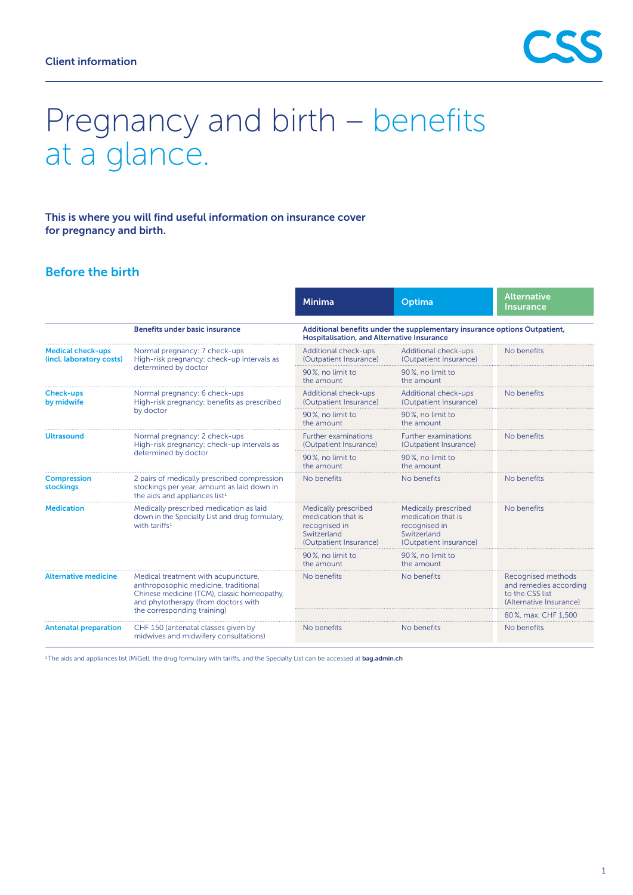Client information

# Pregnancy and birth – benefits at a glance.

**This is where you will find useful information on insurance cover for pregnancy and birth.**

## Before the birth

| | Benefits under basic insurance | Minima | Optima | Alternative Insurance |
|---|---|---|---|---|
| | | Additional benefits under the supplementary insurance options Outpatient, Hospitalisation, and Alternative Insurance | | |
| **Medical check-ups (incl. laboratory costs)** | Normal pregnancy: 7 check-ups<br>High-risk pregnancy: check-up intervals as determined by doctor | Additional check-ups (Outpatient Insurance)<br>90 %, no limit to the amount | Additional check-ups (Outpatient Insurance)<br>90 %, no limit to the amount | No benefits |
| **Check-ups by midwife** | Normal pregnancy: 6 check-ups<br>High-risk pregnancy: benefits as prescribed by doctor | Additional check-ups (Outpatient Insurance)<br>90 %, no limit to the amount | Additional check-ups (Outpatient Insurance)<br>90 %, no limit to the amount | No benefits |
| **Ultrasound** | Normal pregnancy: 2 check-ups<br>High-risk pregnancy: check-up intervals as determined by doctor | Further examinations (Outpatient Insurance)<br>90 %, no limit to the amount | Further examinations (Outpatient Insurance)<br>90 %, no limit to the amount | No benefits |
| **Compression stockings** | 2 pairs of medically prescribed compression stockings per year, amount as laid down in the aids and appliances list[1] | No benefits | No benefits | No benefits |
| **Medication** | Medically prescribed medication as laid down in the Specialty List and drug formulary, with tariffs[1] | Medically prescribed medication that is recognised in Switzerland (Outpatient Insurance)<br>90 %, no limit to the amount | Medically prescribed medication that is recognised in Switzerland (Outpatient Insurance)<br>90 %, no limit to the amount | No benefits |
| **Alternative medicine** | Medical treatment with acupuncture, anthroposophic medicine, traditional Chinese medicine (TCM), classic homeopathy, and phytotherapy (from doctors with the corresponding training) | No benefits | No benefits | Recognised methods and remedies according to the CSS list (Alternative Insurance)<br>80 %, max. CHF 1,500 |
| **Antenatal preparation** | CHF 150 (antenatal classes given by midwives and midwifery consultations) | No benefits | No benefits | No benefits |

[1] The aids and appliances list (MiGeL), the drug formulary with tariffs, and the Specialty List can be accessed at **bag.admin.ch**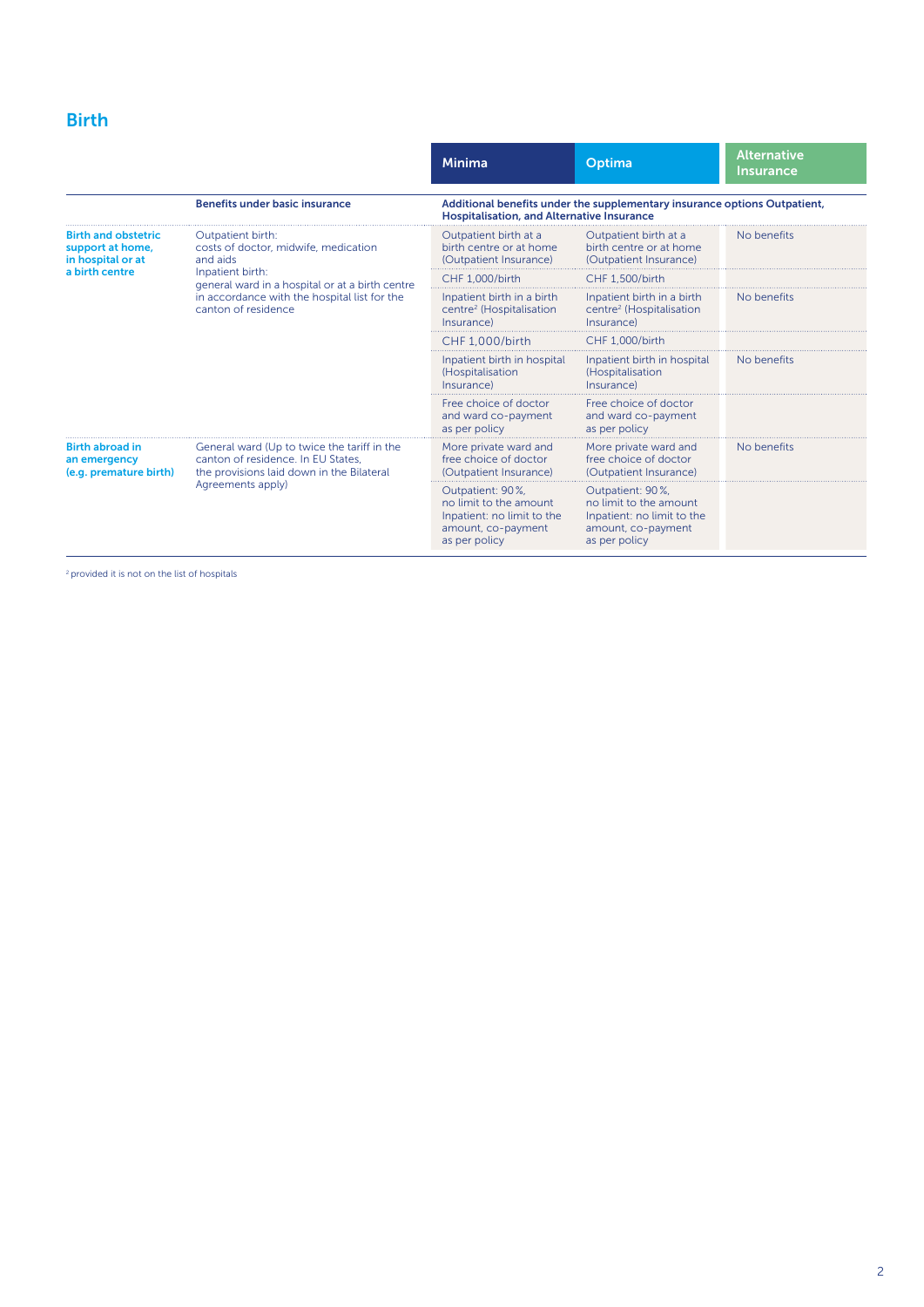## Birth

| | Benefits under basic insurance | Minima | Optima | Alternative Insurance |
|---|---|---|---|---|
| | | Additional benefits under the supplementary insurance options Outpatient, Hospitalisation, and Alternative Insurance | | |
| **Birth and obstetric support at home, in hospital or at a birth centre** | Outpatient birth: costs of doctor, midwife, medication and aids<br>Inpatient birth: general ward in a hospital or at a birth centre in accordance with the hospital list for the canton of residence | Outpatient birth at a birth centre or at home (Outpatient Insurance) | Outpatient birth at a birth centre or at home (Outpatient Insurance) | No benefits |
| | | CHF 1,000/birth | CHF 1,500/birth | |
| | | Inpatient birth in a birth centre[2] (Hospitalisation Insurance) | Inpatient birth in a birth centre[2] (Hospitalisation Insurance) | No benefits |
| | | CHF 1,000/birth | CHF 1,000/birth | |
| | | Inpatient birth in hospital (Hospitalisation Insurance) | Inpatient birth in hospital (Hospitalisation Insurance) | No benefits |
| | | Free choice of doctor and ward co-payment as per policy | Free choice of doctor and ward co-payment as per policy | |
| **Birth abroad in an emergency (e.g. premature birth)** | General ward (Up to twice the tariff in the canton of residence. In EU States, the provisions laid down in the Bilateral Agreements apply) | More private ward and free choice of doctor (Outpatient Insurance) | More private ward and free choice of doctor (Outpatient Insurance) | No benefits |
| | | Outpatient: 90 %, no limit to the amount Inpatient: no limit to the amount, co-payment as per policy | Outpatient: 90 %, no limit to the amount Inpatient: no limit to the amount, co-payment as per policy | |

[2] provided it is not on the list of hospitals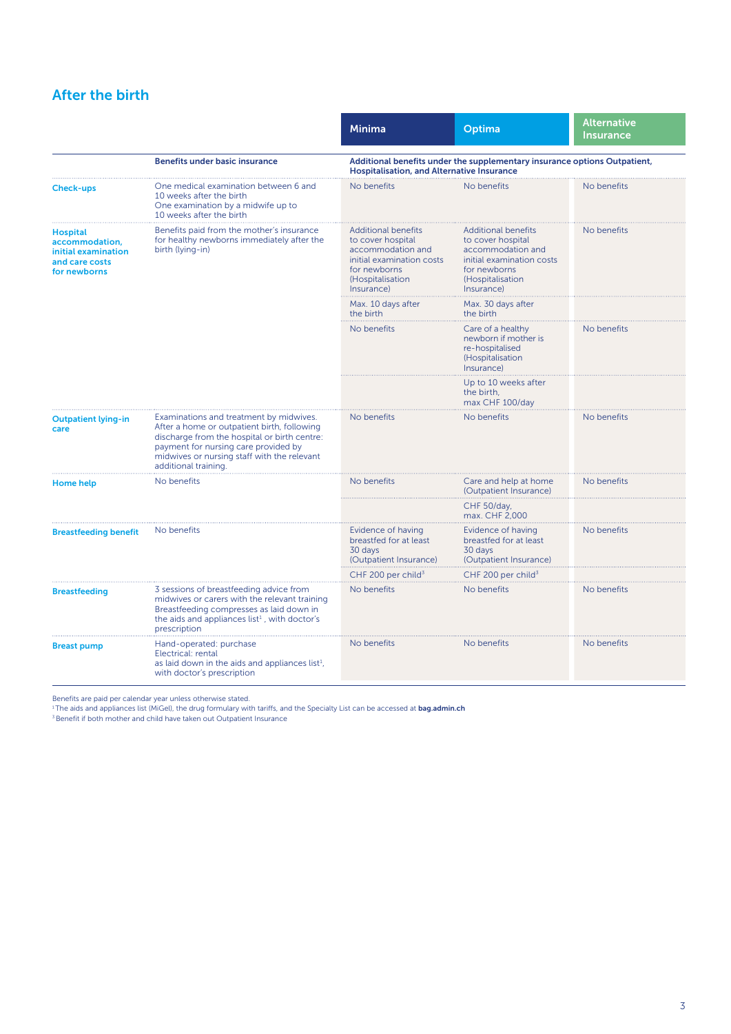## After the birth

| | Benefits under basic insurance | Minima | Optima | Alternative Insurance |
|---|---|---|---|---|
| | | Additional benefits under the supplementary insurance options Outpatient, Hospitalisation, and Alternative Insurance | | |
| **Check-ups** | One medical examination between 6 and 10 weeks after the birth<br>One examination by a midwife up to 10 weeks after the birth | No benefits | No benefits | No benefits |
| **Hospital accommodation, initial examination and care costs for newborns** | Benefits paid from the mother's insurance for healthy newborns immediately after the birth (lying-in) | Additional benefits to cover hospital accommodation and initial examination costs for newborns (Hospitalisation Insurance) | Additional benefits to cover hospital accommodation and initial examination costs for newborns (Hospitalisation Insurance) | No benefits |
| | | Max. 10 days after the birth | Max. 30 days after the birth | |
| | | No benefits | Care of a healthy newborn if mother is re-hospitalised (Hospitalisation Insurance) | No benefits |
| | | | Up to 10 weeks after the birth, max CHF 100/day | |
| **Outpatient lying-in care** | Examinations and treatment by midwives. After a home or outpatient birth, following discharge from the hospital or birth centre: payment for nursing care provided by midwives or nursing staff with the relevant additional training. | No benefits | No benefits | No benefits |
| **Home help** | No benefits | No benefits | Care and help at home (Outpatient Insurance) | No benefits |
| | | | CHF 50/day, max. CHF 2,000 | |
| **Breastfeeding benefit** | No benefits | Evidence of having breastfed for at least 30 days (Outpatient Insurance) | Evidence of having breastfed for at least 30 days (Outpatient Insurance) | No benefits |
| | | CHF 200 per child[3] | CHF 200 per child[3] | |
| **Breastfeeding** | 3 sessions of breastfeeding advice from midwives or carers with the relevant training<br>Breastfeeding compresses as laid down in the aids and appliances list[1], with doctor's prescription | No benefits | No benefits | No benefits |
| **Breast pump** | Hand-operated: purchase<br>Electrical: rental<br>as laid down in the aids and appliances list[1], with doctor's prescription | No benefits | No benefits | No benefits |

Benefits are paid per calendar year unless otherwise stated.
[1] The aids and appliances list (MiGeL), the drug formulary with tariffs, and the Specialty List can be accessed at **bag.admin.ch**
[3] Benefit if both mother and child have taken out Outpatient Insurance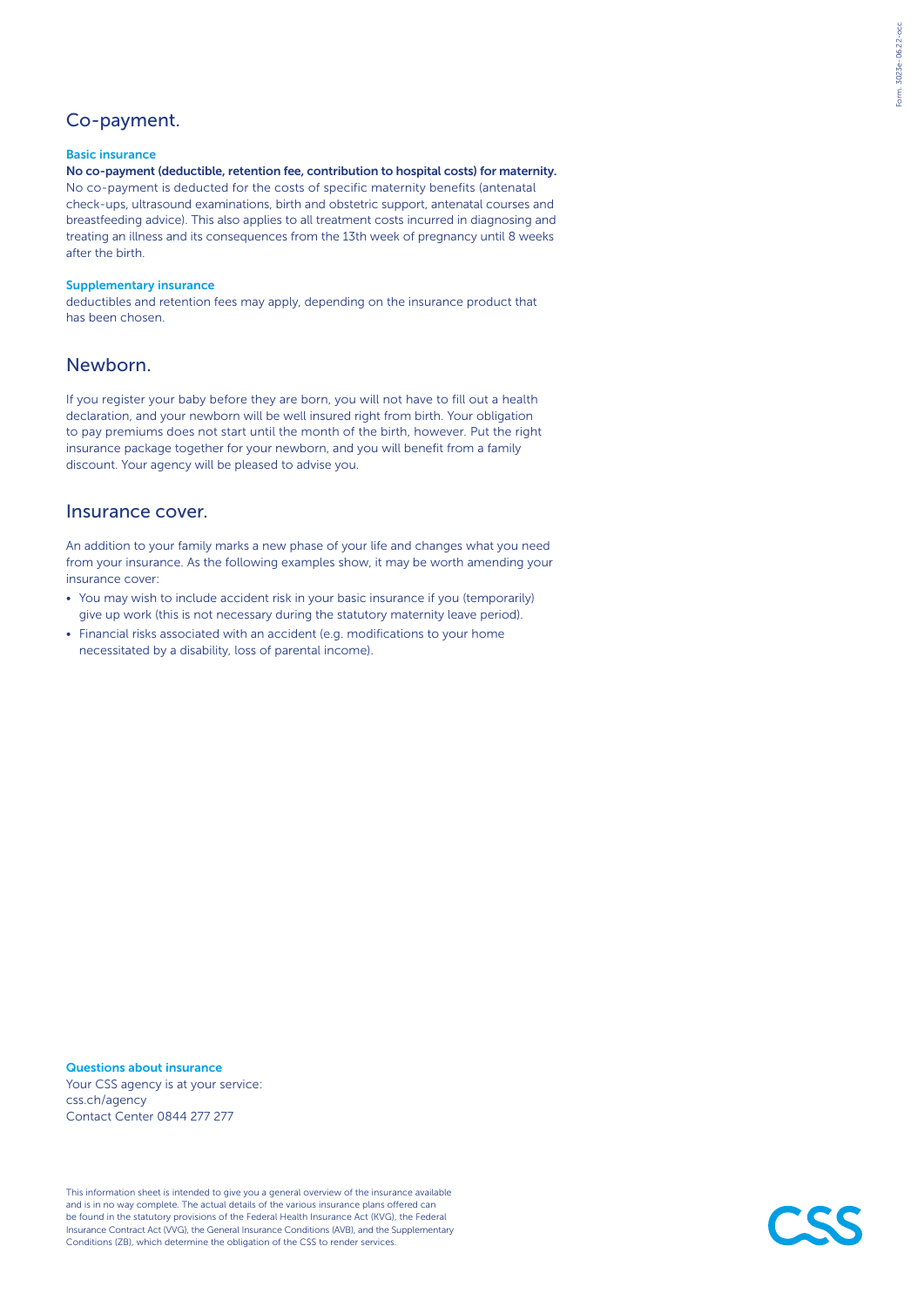## Co-payment.

### Basic insurance

**No co-payment (deductible, retention fee, contribution to hospital costs) for maternity.**
No co-payment is deducted for the costs of specific maternity benefits (antenatal check-ups, ultrasound examinations, birth and obstetric support, antenatal courses and breastfeeding advice). This also applies to all treatment costs incurred in diagnosing and treating an illness and its consequences from the 13th week of pregnancy until 8 weeks after the birth.

### Supplementary insurance

deductibles and retention fees may apply, depending on the insurance product that has been chosen.

## Newborn.

If you register your baby before they are born, you will not have to fill out a health declaration, and your newborn will be well insured right from birth. Your obligation to pay premiums does not start until the month of the birth, however. Put the right insurance package together for your newborn, and you will benefit from a family discount. Your agency will be pleased to advise you.

## Insurance cover.

An addition to your family marks a new phase of your life and changes what you need from your insurance. As the following examples show, it may be worth amending your insurance cover:

- You may wish to include accident risk in your basic insurance if you (temporarily) give up work (this is not necessary during the statutory maternity leave period).
- Financial risks associated with an accident (e.g. modifications to your home necessitated by a disability, loss of parental income).

### Questions about insurance

Your CSS agency is at your service:
css.ch/agency
Contact Center 0844 277 277

This information sheet is intended to give you a general overview of the insurance available and is in no way complete. The actual details of the various insurance plans offered can be found in the statutory provisions of the Federal Health Insurance Act (KVG), the Federal Insurance Contract Act (VVG), the General Insurance Conditions (AVB), and the Supplementary Conditions (ZB), which determine the obligation of the CSS to render services.

CSS

Form. 3023e-06.22-occ